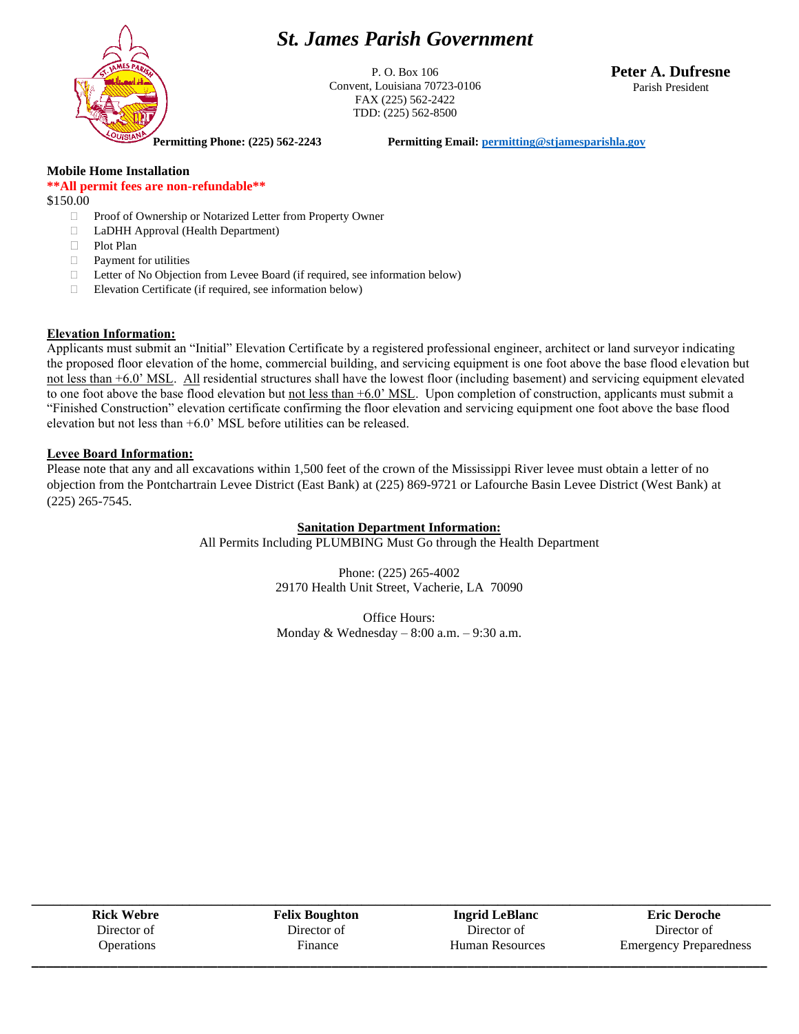# St. James Parish Government

P. O. Box 106
Convent, Louisiana 70723-0106
FAX (225) 562-2422
TDD: (225) 562-8500

**Peter A. Dufresne**
Parish President

**Permitting Phone: (225) 562-2243** **Permitting Email: permitting@stjamesparishla.gov**

**Mobile Home Installation**

****All permit fees are non-refundable****

$150.00

- ☐ Proof of Ownership or Notarized Letter from Property Owner
- ☐ LaDHH Approval (Health Department)
- ☐ Plot Plan
- ☐ Payment for utilities
- ☐ Letter of No Objection from Levee Board (if required, see information below)
- ☐ Elevation Certificate (if required, see information below)

**Elevation Information:**

Applicants must submit an "Initial" Elevation Certificate by a registered professional engineer, architect or land surveyor indicating the proposed floor elevation of the home, commercial building, and servicing equipment is one foot above the base flood elevation but not less than +6.0' MSL. All residential structures shall have the lowest floor (including basement) and servicing equipment elevated to one foot above the base flood elevation but not less than +6.0' MSL. Upon completion of construction, applicants must submit a "Finished Construction" elevation certificate confirming the floor elevation and servicing equipment one foot above the base flood elevation but not less than +6.0' MSL before utilities can be released.

**Levee Board Information:**

Please note that any and all excavations within 1,500 feet of the crown of the Mississippi River levee must obtain a letter of no objection from the Pontchartrain Levee District (East Bank) at (225) 869-9721 or Lafourche Basin Levee District (West Bank) at (225) 265-7545.

**Sanitation Department Information:**

All Permits Including PLUMBING Must Go through the Health Department

Phone: (225) 265-4002
29170 Health Unit Street, Vacherie, LA 70090

Office Hours:
Monday & Wednesday – 8:00 a.m. – 9:30 a.m.

| **Rick Webre** | **Felix Boughton** | **Ingrid LeBlanc** | **Eric Deroche** |
|---|---|---|---|
| Director of Operations | Director of Finance | Director of Human Resources | Director of Emergency Preparedness |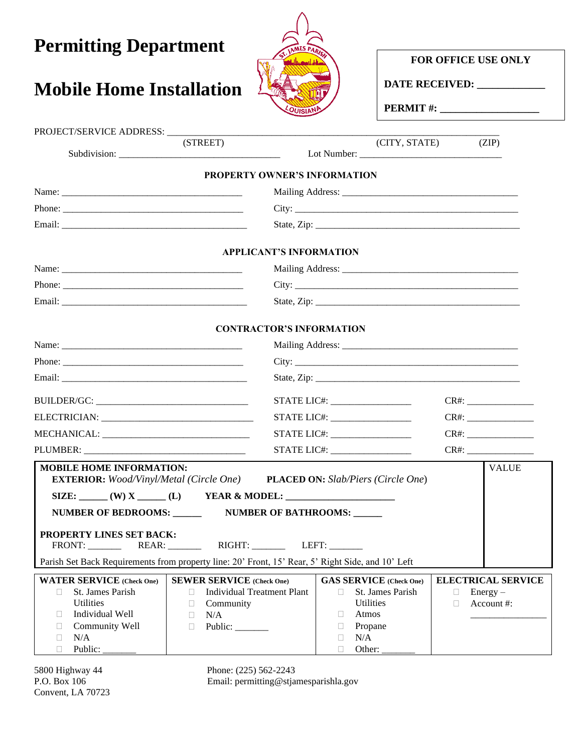# Permitting Department

# Mobile Home Installation

**FOR OFFICE USE ONLY**

**DATE RECEIVED:** ____________

**PERMIT #:** __________________

PROJECT/SERVICE ADDRESS: ____________________________________________________________
(STREET) (CITY, STATE) (ZIP)

Subdivision: ______________________________ Lot Number: __________________________

**PROPERTY OWNER'S INFORMATION**

Name: ____________________________________ Mailing Address: ________________________________

Phone: ____________________________________ City: ___________________________________________

Email: ____________________________________ State, Zip: ______________________________________

**APPLICANT'S INFORMATION**

Name: ____________________________________ Mailing Address: ________________________________

Phone: ____________________________________ City: ___________________________________________

Email: ____________________________________ State, Zip: ______________________________________

**CONTRACTOR'S INFORMATION**

Name: ____________________________________ Mailing Address: ________________________________

Phone: ____________________________________ City: ___________________________________________

Email: ____________________________________ State, Zip: ______________________________________

BUILDER/GC: ______________________________ STATE LIC#: _______________ CR#: _____________

ELECTRICIAN: _____________________________ STATE LIC#: _______________ CR#: _____________

MECHANICAL: _____________________________ STATE LIC#: _______________ CR#: _____________

PLUMBER: ________________________________ STATE LIC#: _______________ CR#: _____________

| MOBILE HOME INFORMATION | VALUE |
|---|---|
| **MOBILE HOME INFORMATION:**<br>**EXTERIOR:** *Wood/Vinyl/Metal (Circle One)* **PLACED ON:** *Slab/Piers (Circle One)*<br>**SIZE:** ______ **(W) X** ______ **(L)** **YEAR & MODEL:** ______________________<br>**NUMBER OF BEDROOMS:** ______ **NUMBER OF BATHROOMS:** ______<br>**PROPERTY LINES SET BACK:**<br>FRONT: _______ REAR: _______ RIGHT: _______ LEFT: _______<br>Parish Set Back Requirements from property line: 20' Front, 15' Rear, 5' Right Side, and 10' Left | |

| **WATER SERVICE** (Check One) | **SEWER SERVICE** (Check One) | **GAS SERVICE** (Check One) | **ELECTRICAL SERVICE** |
|---|---|---|---|
| ☐ St. James Parish Utilities | ☐ Individual Treatment Plant | ☐ St. James Parish Utilities | ☐ Energy – |
| ☐ Individual Well | ☐ Community | ☐ Atmos | ☐ Account #: _______________ |
| ☐ Community Well | ☐ N/A | ☐ Propane | |
| ☐ N/A | ☐ Public: _______ | ☐ N/A | |
| ☐ Public: _______ | | ☐ Other: _______ | |

5800 Highway 44
P.O. Box 106
Convent, LA 70723

Phone: (225) 562-2243
Email: permitting@stjamesparishla.gov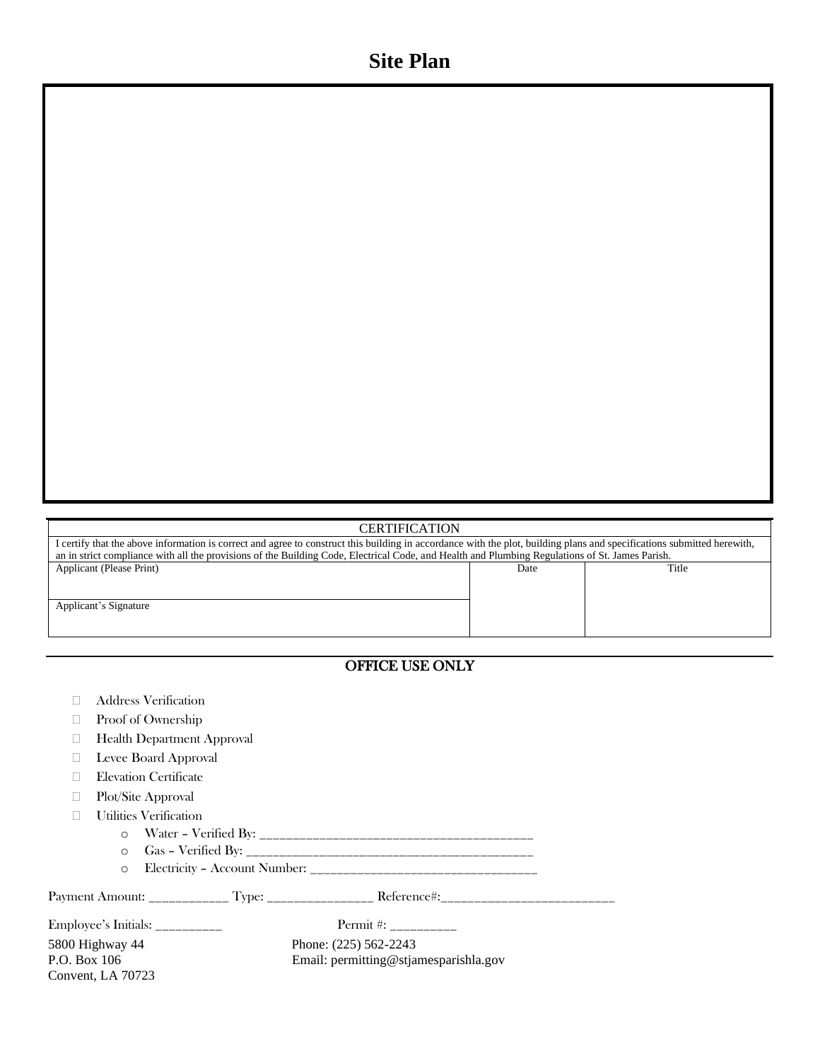# Site Plan

| CERTIFICATION | | |
|---|---|---|
| I certify that the above information is correct and agree to construct this building in accordance with the plot, building plans and specifications submitted herewith, an in strict compliance with all the provisions of the Building Code, Electrical Code, and Health and Plumbing Regulations of St. James Parish. | | |
| Applicant (Please Print) | Date | Title |
| Applicant's Signature | | |

## OFFICE USE ONLY

- ☐ Address Verification
- ☐ Proof of Ownership
- ☐ Health Department Approval
- ☐ Levee Board Approval
- ☐ Elevation Certificate
- ☐ Plot/Site Approval
- ☐ Utilities Verification
  - Water – Verified By: ___________________________________________
  - Gas – Verified By: ____________________________________________
  - Electricity – Account Number: __________________________________

Payment Amount: ____________ Type: ________________ Reference#:__________________________

Employee's Initials: __________ Permit #: __________

5800 Highway 44
P.O. Box 106
Convent, LA 70723

Phone: (225) 562-2243
Email: permitting@stjamesparishla.gov